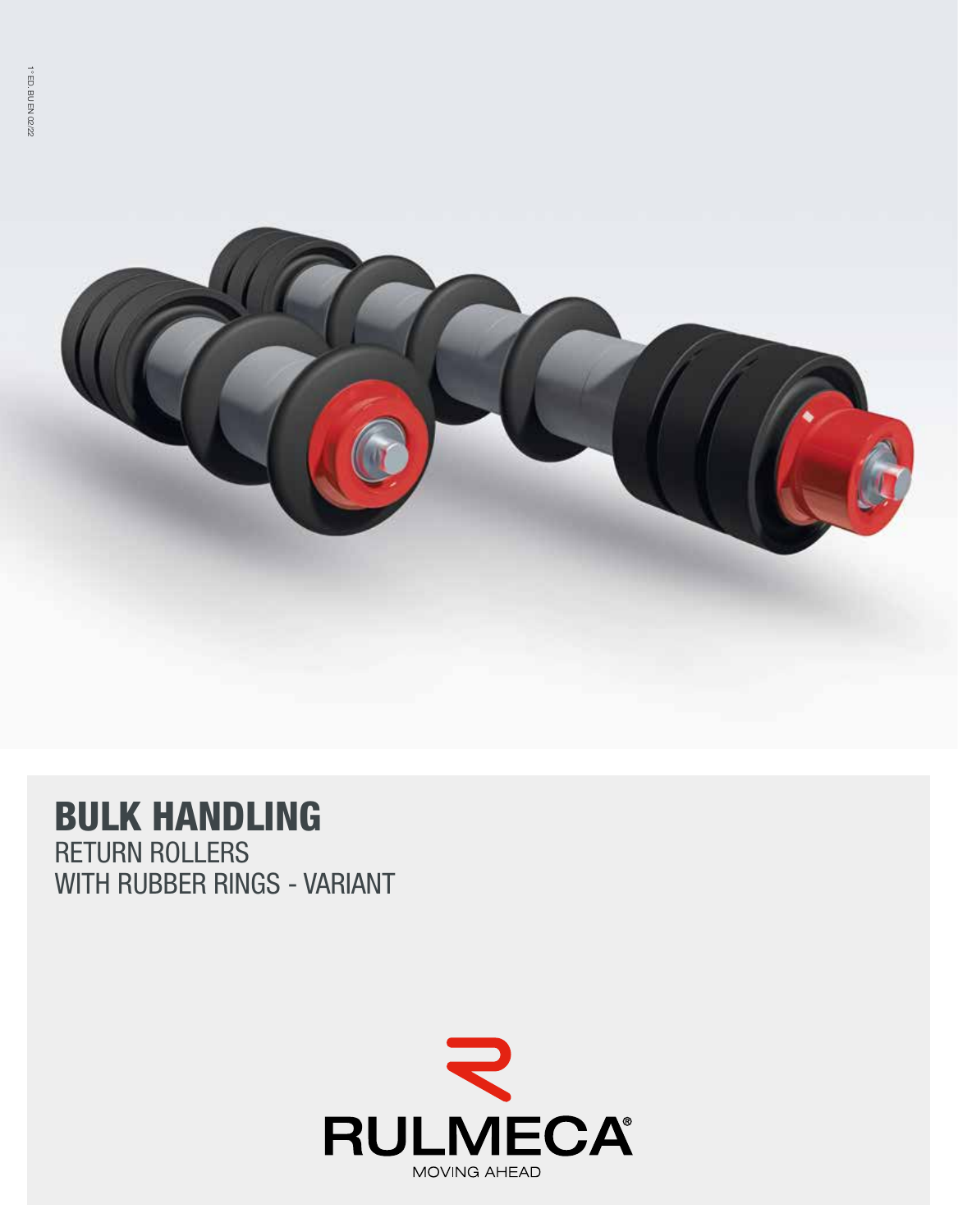1° ED. BU EN 02/22

# BULK HANDLING

RETURN ROLLERS
WITH RUBBER RINGS - VARIANT

RULMECA®
MOVING AHEAD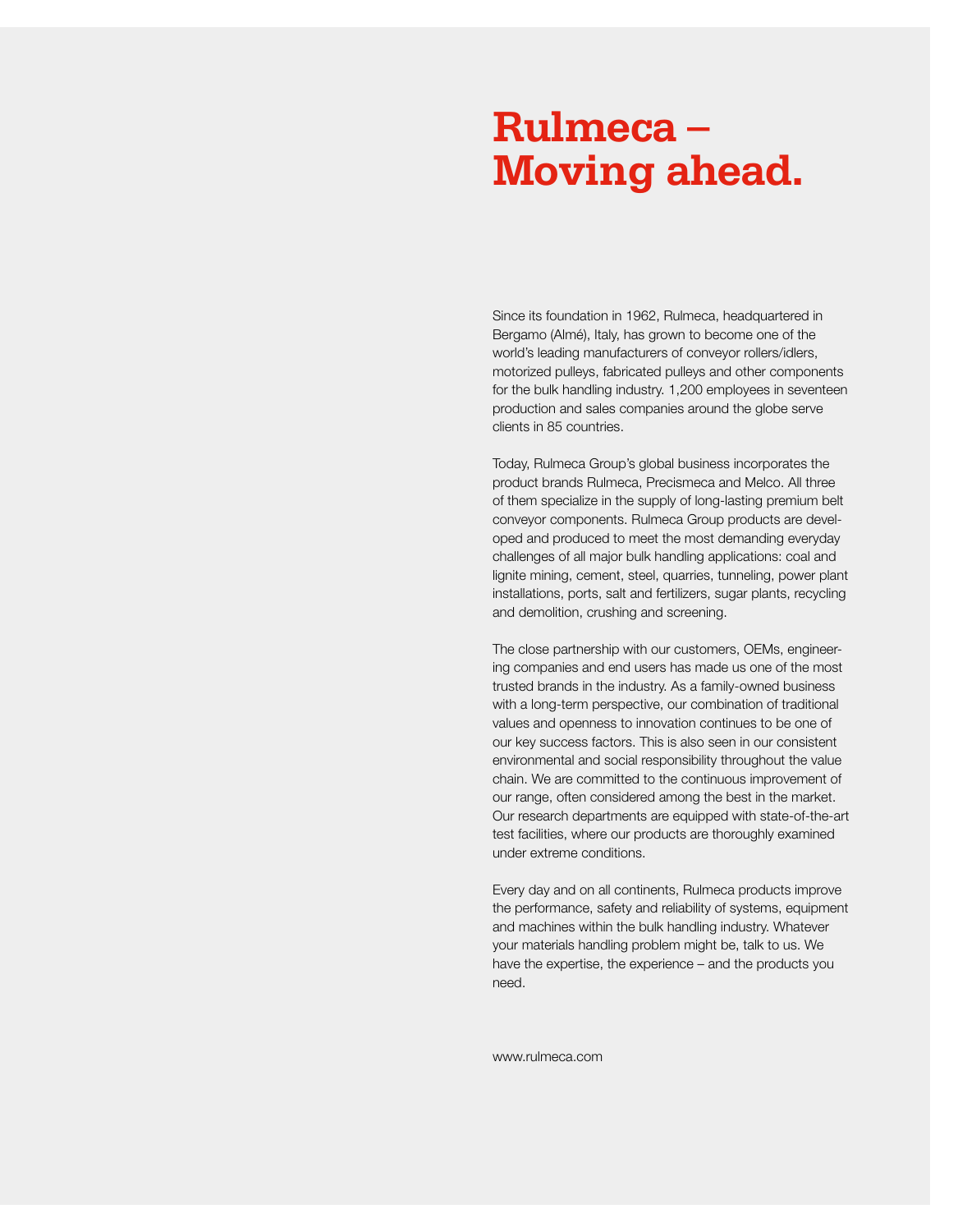# Rulmeca – Moving ahead.

Since its foundation in 1962, Rulmeca, headquartered in Bergamo (Almé), Italy, has grown to become one of the world's leading manufacturers of conveyor rollers/idlers, motorized pulleys, fabricated pulleys and other components for the bulk handling industry. 1,200 employees in seventeen production and sales companies around the globe serve clients in 85 countries.

Today, Rulmeca Group's global business incorporates the product brands Rulmeca, Precismeca and Melco. All three of them specialize in the supply of long-lasting premium belt conveyor components. Rulmeca Group products are developed and produced to meet the most demanding everyday challenges of all major bulk handling applications: coal and lignite mining, cement, steel, quarries, tunneling, power plant installations, ports, salt and fertilizers, sugar plants, recycling and demolition, crushing and screening.

The close partnership with our customers, OEMs, engineering companies and end users has made us one of the most trusted brands in the industry. As a family-owned business with a long-term perspective, our combination of traditional values and openness to innovation continues to be one of our key success factors. This is also seen in our consistent environmental and social responsibility throughout the value chain. We are committed to the continuous improvement of our range, often considered among the best in the market. Our research departments are equipped with state-of-the-art test facilities, where our products are thoroughly examined under extreme conditions.

Every day and on all continents, Rulmeca products improve the performance, safety and reliability of systems, equipment and machines within the bulk handling industry. Whatever your materials handling problem might be, talk to us. We have the expertise, the experience – and the products you need.

www.rulmeca.com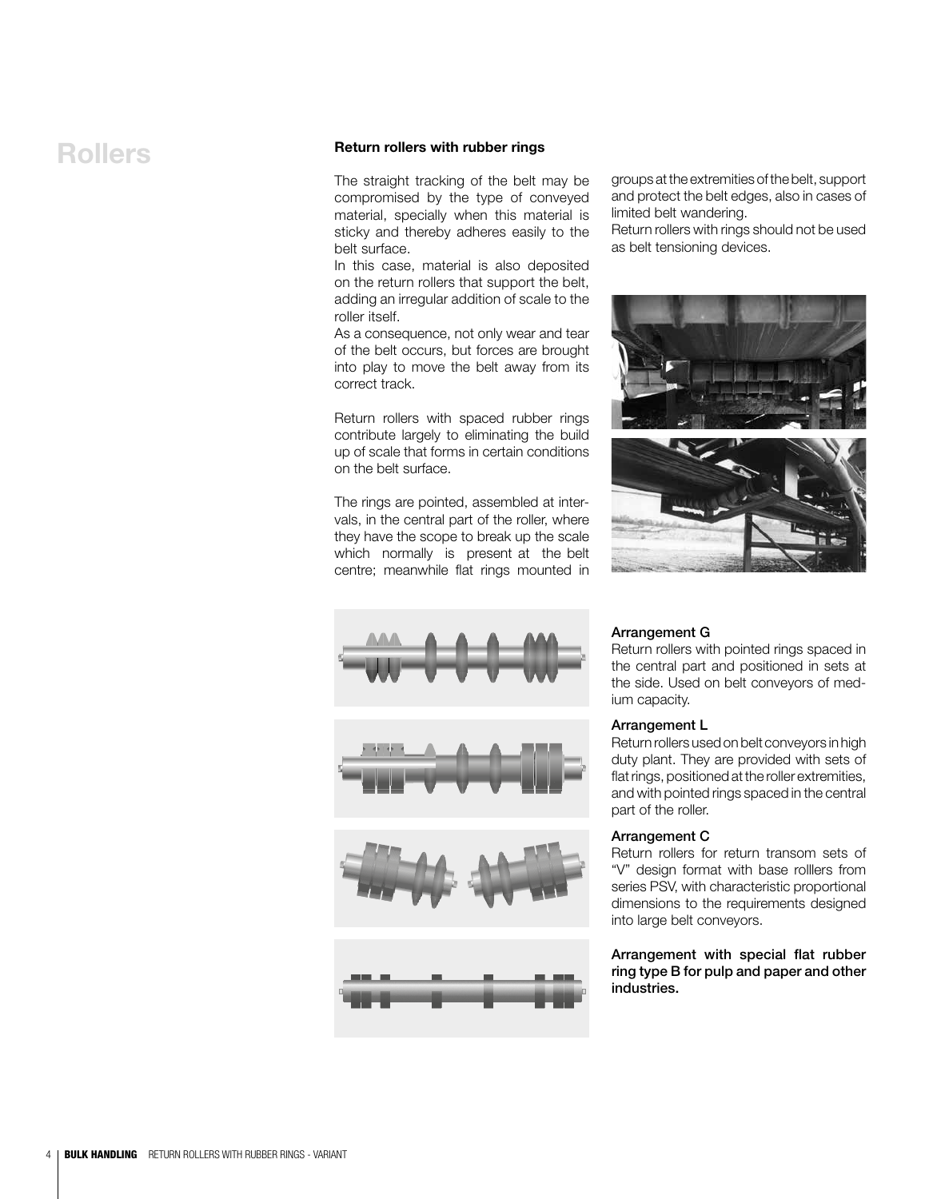# Rollers

## Return rollers with rubber rings

The straight tracking of the belt may be compromised by the type of conveyed material, specially when this material is sticky and thereby adheres easily to the belt surface.

In this case, material is also deposited on the return rollers that support the belt, adding an irregular addition of scale to the roller itself.

As a consequence, not only wear and tear of the belt occurs, but forces are brought into play to move the belt away from its correct track.

Return rollers with spaced rubber rings contribute largely to eliminating the build up of scale that forms in certain conditions on the belt surface.

The rings are pointed, assembled at intervals, in the central part of the roller, where they have the scope to break up the scale which normally is present at the belt centre; meanwhile flat rings mounted in groups at the extremities of the belt, support and protect the belt edges, also in cases of limited belt wandering.

Return rollers with rings should not be used as belt tensioning devices.

**Arrangement G**

Return rollers with pointed rings spaced in the central part and positioned in sets at the side. Used on belt conveyors of medium capacity.

**Arrangement L**

Return rollers used on belt conveyors in high duty plant. They are provided with sets of flat rings, positioned at the roller extremities, and with pointed rings spaced in the central part of the roller.

**Arrangement C**

Return rollers for return transom sets of "V" design format with base rolllers from series PSV, with characteristic proportional dimensions to the requirements designed into large belt conveyors.

**Arrangement with special flat rubber ring type B for pulp and paper and other industries.**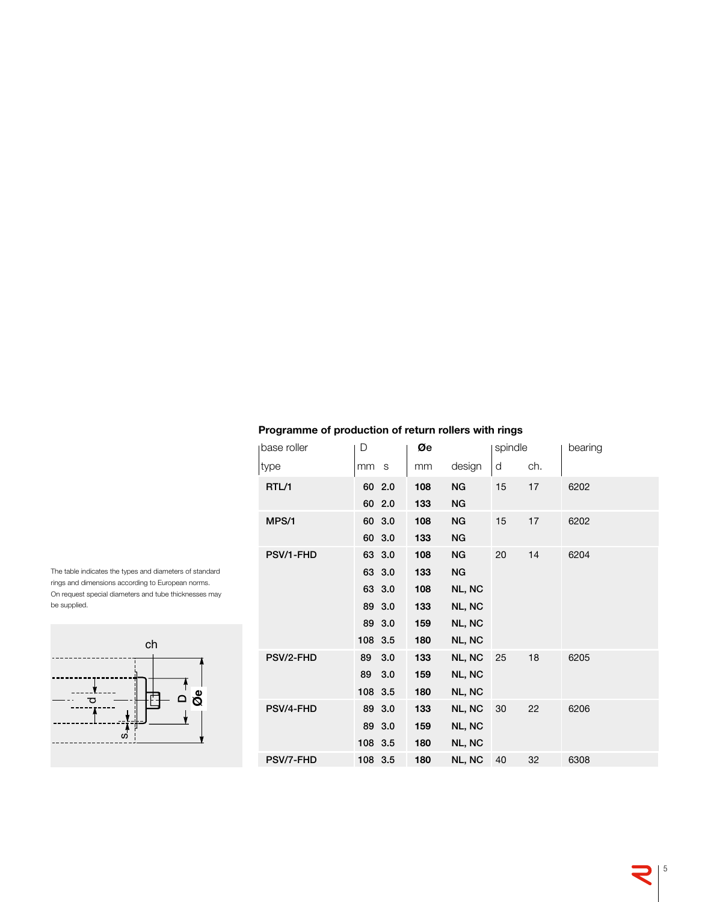The table indicates the types and diameters of standard rings and dimensions according to European norms. On request special diameters and tube thicknesses may be supplied.

## Programme of production of return rollers with rings

| base roller | D | | Øe | | spindle | | bearing |
|---|---|---|---|---|---|---|---|
| type | mm | s | mm | design | d | ch. | |
| **RTL/1** | 60 | 2.0 | **108** | **NG** | 15 | 17 | 6202 |
| | 60 | 2.0 | **133** | **NG** | | | |
| **MPS/1** | 60 | 3.0 | **108** | **NG** | 15 | 17 | 6202 |
| | 60 | 3.0 | **133** | **NG** | | | |
| **PSV/1-FHD** | 63 | 3.0 | **108** | **NG** | 20 | 14 | 6204 |
| | 63 | 3.0 | **133** | **NG** | | | |
| | 63 | 3.0 | **108** | **NL, NC** | | | |
| | 89 | 3.0 | **133** | **NL, NC** | | | |
| | 89 | 3.0 | **159** | **NL, NC** | | | |
| | 108 | 3.5 | **180** | **NL, NC** | | | |
| **PSV/2-FHD** | 89 | 3.0 | **133** | **NL, NC** | 25 | 18 | 6205 |
| | 89 | 3.0 | **159** | **NL, NC** | | | |
| | 108 | 3.5 | **180** | **NL, NC** | | | |
| **PSV/4-FHD** | 89 | 3.0 | **133** | **NL, NC** | 30 | 22 | 6206 |
| | 89 | 3.0 | **159** | **NL, NC** | | | |
| | 108 | 3.5 | **180** | **NL, NC** | | | |
| **PSV/7-FHD** | 108 | 3.5 | **180** | **NL, NC** | 40 | 32 | 6308 |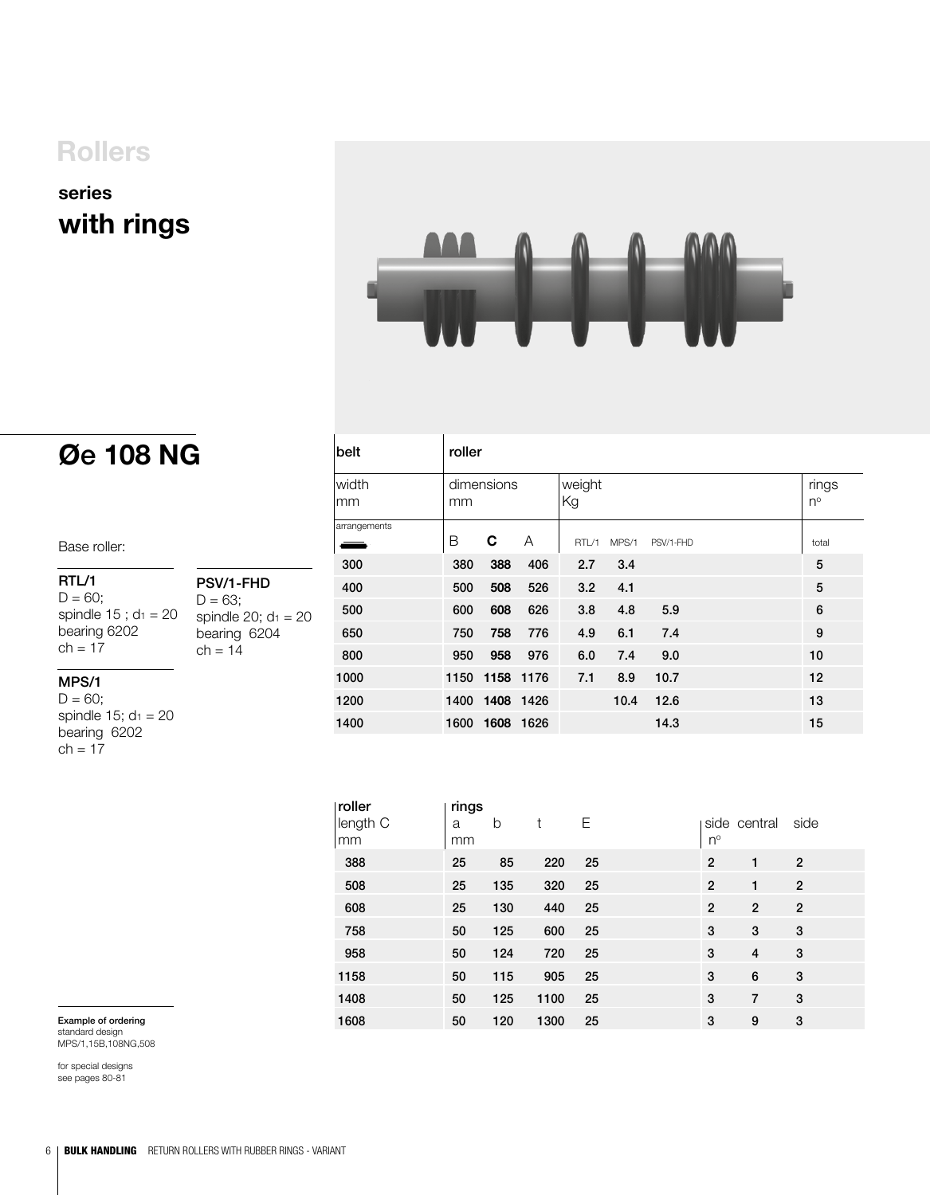# Rollers

## series
## with rings

## Øe 108 NG

Base roller:

**RTL/1**
D = 60;
spindle 15 ; $d_1$ = 20
bearing 6202
ch = 17

**MPS/1**
D = 60;
spindle 15; $d_1$ = 20
bearing 6202
ch = 17

**PSV/1-FHD**
D = 63;
spindle 20; $d_1$ = 20
bearing 6204
ch = 14

| belt | roller | | | | | | rings |
|---|---|---|---|---|---|---|---|
| width mm | dimensions mm | | | weight Kg | | | rings n° |
| arrangements | B | C | A | RTL/1 | MPS/1 | PSV/1-FHD | total |
| 300 | 380 | 388 | 406 | 2.7 | 3.4 | | 5 |
| 400 | 500 | 508 | 526 | 3.2 | 4.1 | | 5 |
| 500 | 600 | 608 | 626 | 3.8 | 4.8 | 5.9 | 6 |
| 650 | 750 | 758 | 776 | 4.9 | 6.1 | 7.4 | 9 |
| 800 | 950 | 958 | 976 | 6.0 | 7.4 | 9.0 | 10 |
| 1000 | 1150 | 1158 | 1176 | 7.1 | 8.9 | 10.7 | 12 |
| 1200 | 1400 | 1408 | 1426 | | 10.4 | 12.6 | 13 |
| 1400 | 1600 | 1608 | 1626 | | | 14.3 | 15 |

| roller length C mm | rings a mm | b | t | E | side n° | central | side |
|---|---|---|---|---|---|---|---|
| 388 | 25 | 85 | 220 | 25 | 2 | 1 | 2 |
| 508 | 25 | 135 | 320 | 25 | 2 | 1 | 2 |
| 608 | 25 | 130 | 440 | 25 | 2 | 2 | 2 |
| 758 | 50 | 125 | 600 | 25 | 3 | 3 | 3 |
| 958 | 50 | 124 | 720 | 25 | 3 | 4 | 3 |
| 1158 | 50 | 115 | 905 | 25 | 3 | 6 | 3 |
| 1408 | 50 | 125 | 1100 | 25 | 3 | 7 | 3 |
| 1608 | 50 | 120 | 1300 | 25 | 3 | 9 | 3 |

**Example of ordering**
standard design
MPS/1,15B,108NG,508

for special designs
see pages 80-81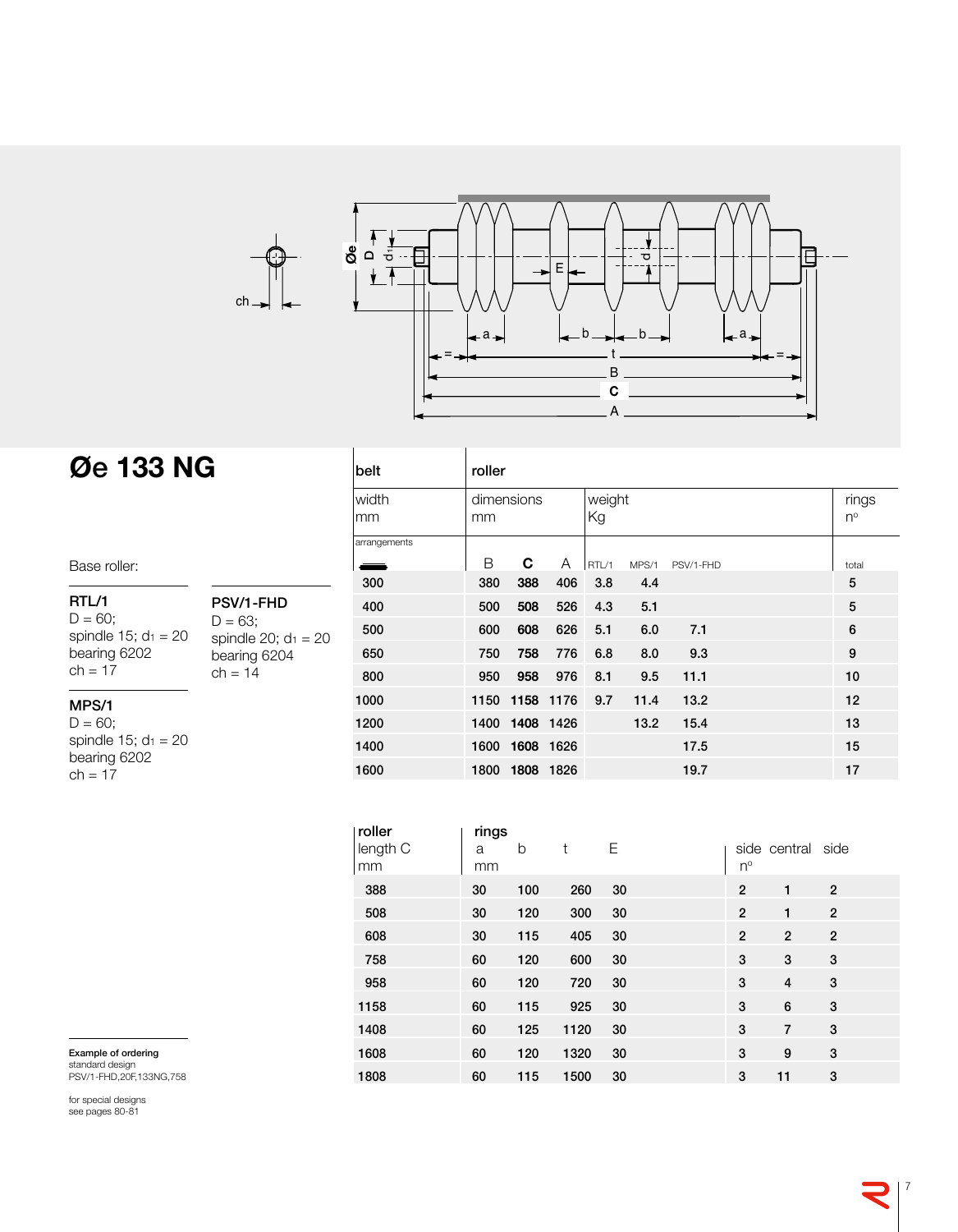# Øe 133 NG

Base roller:

**RTL/1**
D = 60;
spindle 15; $d_1$ = 20
bearing 6202
ch = 17

**MPS/1**
D = 60;
spindle 15; $d_1$ = 20
bearing 6202
ch = 17

**PSV/1-FHD**
D = 63;
spindle 20; $d_1$ = 20
bearing 6204
ch = 14

| belt | roller | | | | | | |
|---|---|---|---|---|---|---|---|
| width mm | dimensions mm | | | weight Kg | | | rings nº |
| arrangements | B | C | A | RTL/1 | MPS/1 | PSV/1-FHD | total |
| 300 | 380 | 388 | 406 | 3.8 | 4.4 | | 5 |
| 400 | 500 | 508 | 526 | 4.3 | 5.1 | | 5 |
| 500 | 600 | 608 | 626 | 5.1 | 6.0 | 7.1 | 6 |
| 650 | 750 | 758 | 776 | 6.8 | 8.0 | 9.3 | 9 |
| 800 | 950 | 958 | 976 | 8.1 | 9.5 | 11.1 | 10 |
| 1000 | 1150 | 1158 | 1176 | 9.7 | 11.4 | 13.2 | 12 |
| 1200 | 1400 | 1408 | 1426 | | 13.2 | 15.4 | 13 |
| 1400 | 1600 | 1608 | 1626 | | | 17.5 | 15 |
| 1600 | 1800 | 1808 | 1826 | | | 19.7 | 17 |

| roller length C mm | rings a mm | b | t | E | side nº | central | side |
|---|---|---|---|---|---|---|---|
| 388 | 30 | 100 | 260 | 30 | 2 | 1 | 2 |
| 508 | 30 | 120 | 300 | 30 | 2 | 1 | 2 |
| 608 | 30 | 115 | 405 | 30 | 2 | 2 | 2 |
| 758 | 60 | 120 | 600 | 30 | 3 | 3 | 3 |
| 958 | 60 | 120 | 720 | 30 | 3 | 4 | 3 |
| 1158 | 60 | 115 | 925 | 30 | 3 | 6 | 3 |
| 1408 | 60 | 125 | 1120 | 30 | 3 | 7 | 3 |
| 1608 | 60 | 120 | 1320 | 30 | 3 | 9 | 3 |
| 1808 | 60 | 115 | 1500 | 30 | 3 | 11 | 3 |

**Example of ordering**
standard design
PSV/1-FHD,20F,133NG,758

for special designs
see pages 80-81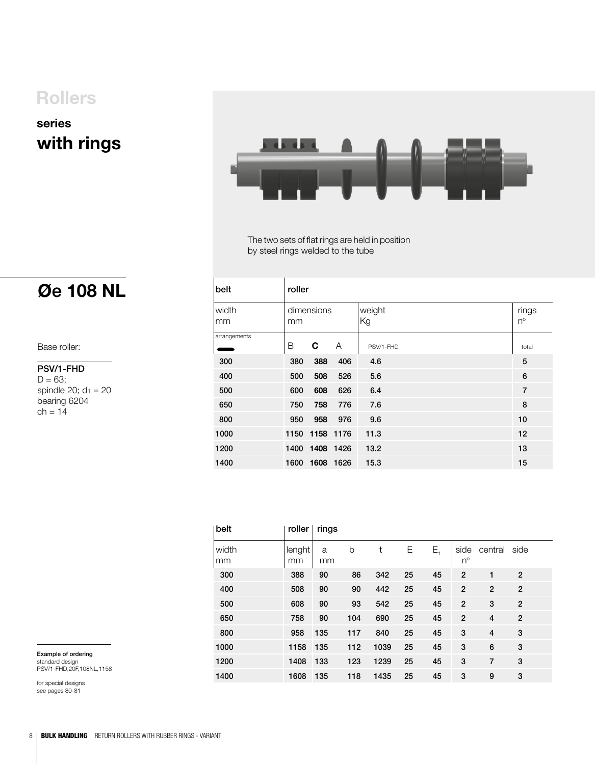# Rollers

## series
## with rings

The two sets of flat rings are held in position by steel rings welded to the tube

## Øe 108 NL

Base roller:

**PSV/1-FHD**
D = 63;
spindle 20; $d_1$ = 20
bearing 6204
ch = 14

| belt | roller | | | | |
|---|---|---|---|---|---|
| width mm | dimensions mm | | | weight Kg | rings n° |
| arrangements | B | **C** | A | PSV/1-FHD | total |
| 300 | 380 | **388** | 406 | 4.6 | 5 |
| 400 | 500 | **508** | 526 | 5.6 | 6 |
| 500 | 600 | **608** | 626 | 6.4 | 7 |
| 650 | 750 | **758** | 776 | 7.6 | 8 |
| 800 | 950 | **958** | 976 | 9.6 | 10 |
| 1000 | 1150 | **1158** | 1176 | 11.3 | 12 |
| 1200 | 1400 | **1408** | 1426 | 13.2 | 13 |
| 1400 | 1600 | **1608** | 1626 | 15.3 | 15 |

| belt | roller | rings | | | | | | | |
|---|---|---|---|---|---|---|---|---|---|
| width mm | lenght mm | a mm | b | t | E | $E_1$ | side n° | central | side |
| 300 | 388 | 90 | 86 | 342 | 25 | 45 | 2 | 1 | 2 |
| 400 | 508 | 90 | 90 | 442 | 25 | 45 | 2 | 2 | 2 |
| 500 | 608 | 90 | 93 | 542 | 25 | 45 | 2 | 3 | 2 |
| 650 | 758 | 90 | 104 | 690 | 25 | 45 | 2 | 4 | 2 |
| 800 | 958 | 135 | 117 | 840 | 25 | 45 | 3 | 4 | 3 |
| 1000 | 1158 | 135 | 112 | 1039 | 25 | 45 | 3 | 6 | 3 |
| 1200 | 1408 | 133 | 123 | 1239 | 25 | 45 | 3 | 7 | 3 |
| 1400 | 1608 | 135 | 118 | 1435 | 25 | 45 | 3 | 9 | 3 |

**Example of ordering**
standard design
PSV/1-FHD,20F,108NL,1158

for special designs
see pages 80-81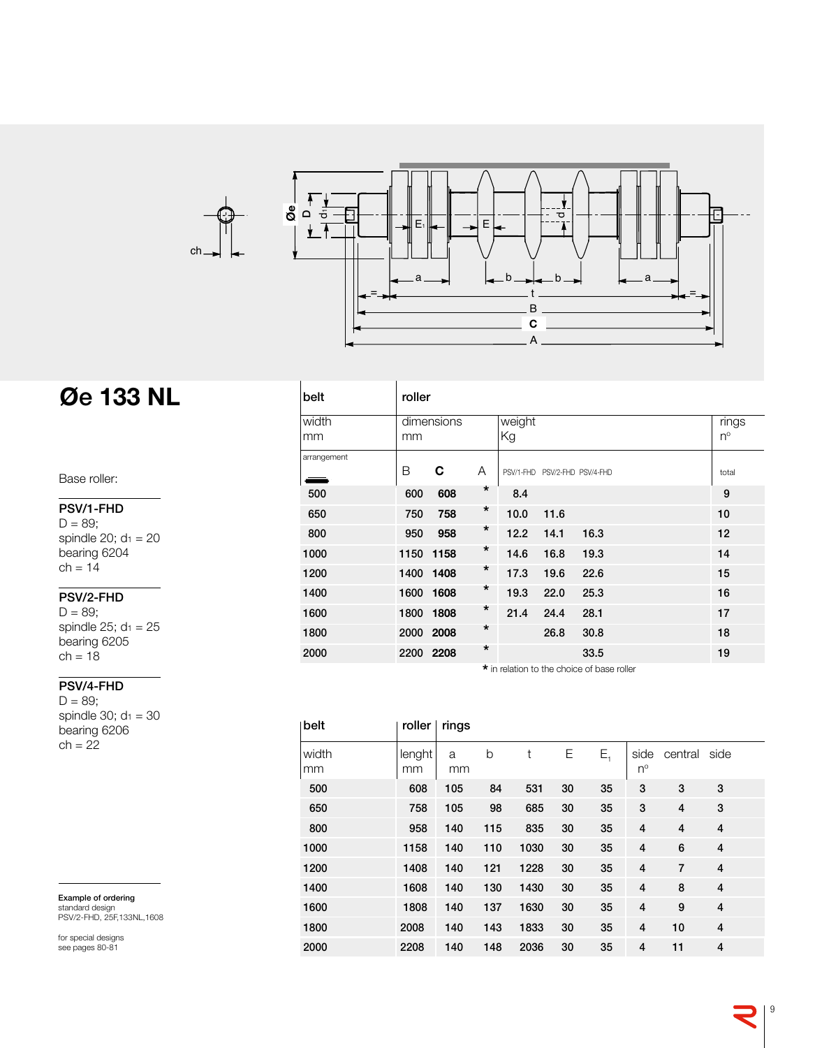## Øe 133 NL

Base roller:

**PSV/1-FHD**
D = 89;
spindle 20; $d_1$ = 20
bearing 6204
ch = 14

**PSV/2-FHD**
D = 89;
spindle 25; $d_1$ = 25
bearing 6205
ch = 18

**PSV/4-FHD**
D = 89;
spindle 30; $d_1$ = 30
bearing 6206
ch = 22

| belt | roller | | | | | | |
|---|---|---|---|---|---|---|---|
| width mm | dimensions mm | | | weight Kg | | | rings nº |
| arrangement | B | **C** | A | PSV/1-FHD | PSV/2-FHD | PSV/4-FHD | total |
| 500 | 600 | **608** | * | 8.4 | | | 9 |
| 650 | 750 | **758** | * | 10.0 | 11.6 | | 10 |
| 800 | 950 | **958** | * | 12.2 | 14.1 | 16.3 | 12 |
| 1000 | 1150 | **1158** | * | 14.6 | 16.8 | 19.3 | 14 |
| 1200 | 1400 | **1408** | * | 17.3 | 19.6 | 22.6 | 15 |
| 1400 | 1600 | **1608** | * | 19.3 | 22.0 | 25.3 | 16 |
| 1600 | 1800 | **1808** | * | 21.4 | 24.4 | 28.1 | 17 |
| 1800 | 2000 | **2008** | * | | 26.8 | 30.8 | 18 |
| 2000 | 2200 | **2208** | * | | | 33.5 | 19 |

\* in relation to the choice of base roller

| belt | roller | rings | | | | | | | |
|---|---|---|---|---|---|---|---|---|---|
| width mm | lenght mm | a mm | b | t | E | $E_1$ | side nº | central | side |
| 500 | 608 | 105 | 84 | 531 | 30 | 35 | 3 | 3 | 3 |
| 650 | 758 | 105 | 98 | 685 | 30 | 35 | 3 | 4 | 3 |
| 800 | 958 | 140 | 115 | 835 | 30 | 35 | 4 | 4 | 4 |
| 1000 | 1158 | 140 | 110 | 1030 | 30 | 35 | 4 | 6 | 4 |
| 1200 | 1408 | 140 | 121 | 1228 | 30 | 35 | 4 | 7 | 4 |
| 1400 | 1608 | 140 | 130 | 1430 | 30 | 35 | 4 | 8 | 4 |
| 1600 | 1808 | 140 | 137 | 1630 | 30 | 35 | 4 | 9 | 4 |
| 1800 | 2008 | 140 | 143 | 1833 | 30 | 35 | 4 | 10 | 4 |
| 2000 | 2208 | 140 | 148 | 2036 | 30 | 35 | 4 | 11 | 4 |

**Example of ordering**
standard design
PSV/2-FHD, 25F,133NL,1608

for special designs
see pages 80-81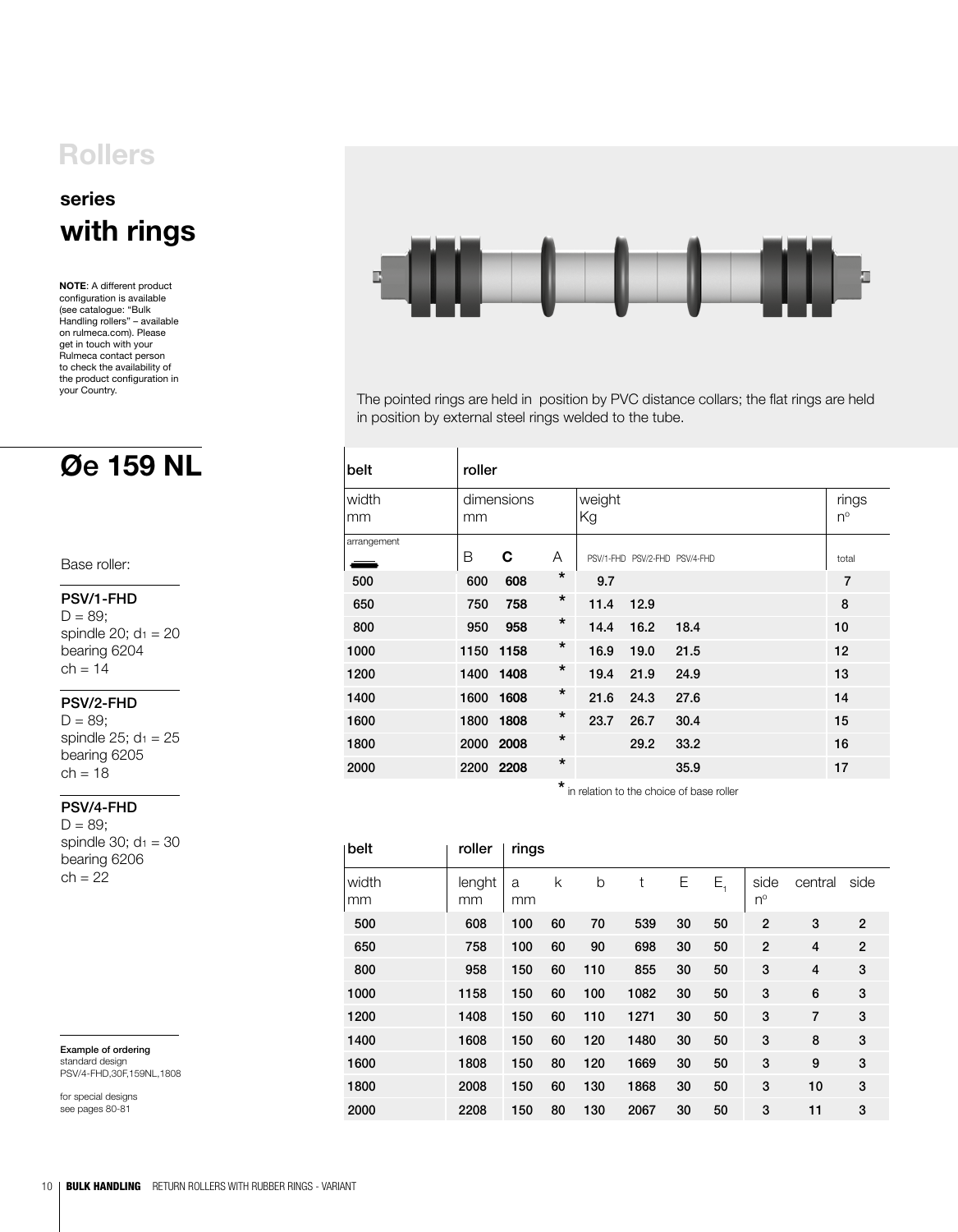# Rollers

## series
## with rings

**NOTE**: A different product configuration is available (see catalogue: "Bulk Handling rollers" – available on rulmeca.com). Please get in touch with your Rulmeca contact person to check the availability of the product configuration in your Country.

The pointed rings are held in position by PVC distance collars; the flat rings are held in position by external steel rings welded to the tube.

## Øe 159 NL

Base roller:

**PSV/1-FHD**
D = 89;
spindle 20; $d_1$ = 20
bearing 6204
ch = 14

**PSV/2-FHD**
D = 89;
spindle 25; $d_1$ = 25
bearing 6205
ch = 18

**PSV/4-FHD**
D = 89;
spindle 30; $d_1$ = 30
bearing 6206
ch = 22

| belt | roller | | | | | | |
|---|---|---|---|---|---|---|---|
| width mm | dimensions mm | | | weight Kg | | | rings n° |
| arrangement | B | **C** | A | PSV/1-FHD | PSV/2-FHD | PSV/4-FHD | total |
| 500 | 600 | **608** | * | 9.7 | | | 7 |
| 650 | 750 | **758** | * | 11.4 | 12.9 | | 8 |
| 800 | 950 | **958** | * | 14.4 | 16.2 | 18.4 | 10 |
| 1000 | 1150 | **1158** | * | 16.9 | 19.0 | 21.5 | 12 |
| 1200 | 1400 | **1408** | * | 19.4 | 21.9 | 24.9 | 13 |
| 1400 | 1600 | **1608** | * | 21.6 | 24.3 | 27.6 | 14 |
| 1600 | 1800 | **1808** | * | 23.7 | 26.7 | 30.4 | 15 |
| 1800 | 2000 | **2008** | * | | 29.2 | 33.2 | 16 |
| 2000 | 2200 | **2208** | * | | | 35.9 | 17 |

\* in relation to the choice of base roller

| belt | roller | rings | | | | | | | | |
|---|---|---|---|---|---|---|---|---|---|---|
| width mm | lenght mm | a mm | k | b | t | E | $E_1$ | side n° | central | side |
| 500 | 608 | 100 | 60 | 70 | 539 | 30 | 50 | 2 | 3 | 2 |
| 650 | 758 | 100 | 60 | 90 | 698 | 30 | 50 | 2 | 4 | 2 |
| 800 | 958 | 150 | 60 | 110 | 855 | 30 | 50 | 3 | 4 | 3 |
| 1000 | 1158 | 150 | 60 | 100 | 1082 | 30 | 50 | 3 | 6 | 3 |
| 1200 | 1408 | 150 | 60 | 110 | 1271 | 30 | 50 | 3 | 7 | 3 |
| 1400 | 1608 | 150 | 60 | 120 | 1480 | 30 | 50 | 3 | 8 | 3 |
| 1600 | 1808 | 150 | 80 | 120 | 1669 | 30 | 50 | 3 | 9 | 3 |
| 1800 | 2008 | 150 | 60 | 130 | 1868 | 30 | 50 | 3 | 10 | 3 |
| 2000 | 2208 | 150 | 80 | 130 | 2067 | 30 | 50 | 3 | 11 | 3 |

**Example of ordering**
standard design
PSV/4-FHD,30F,159NL,1808

for special designs
see pages 80-81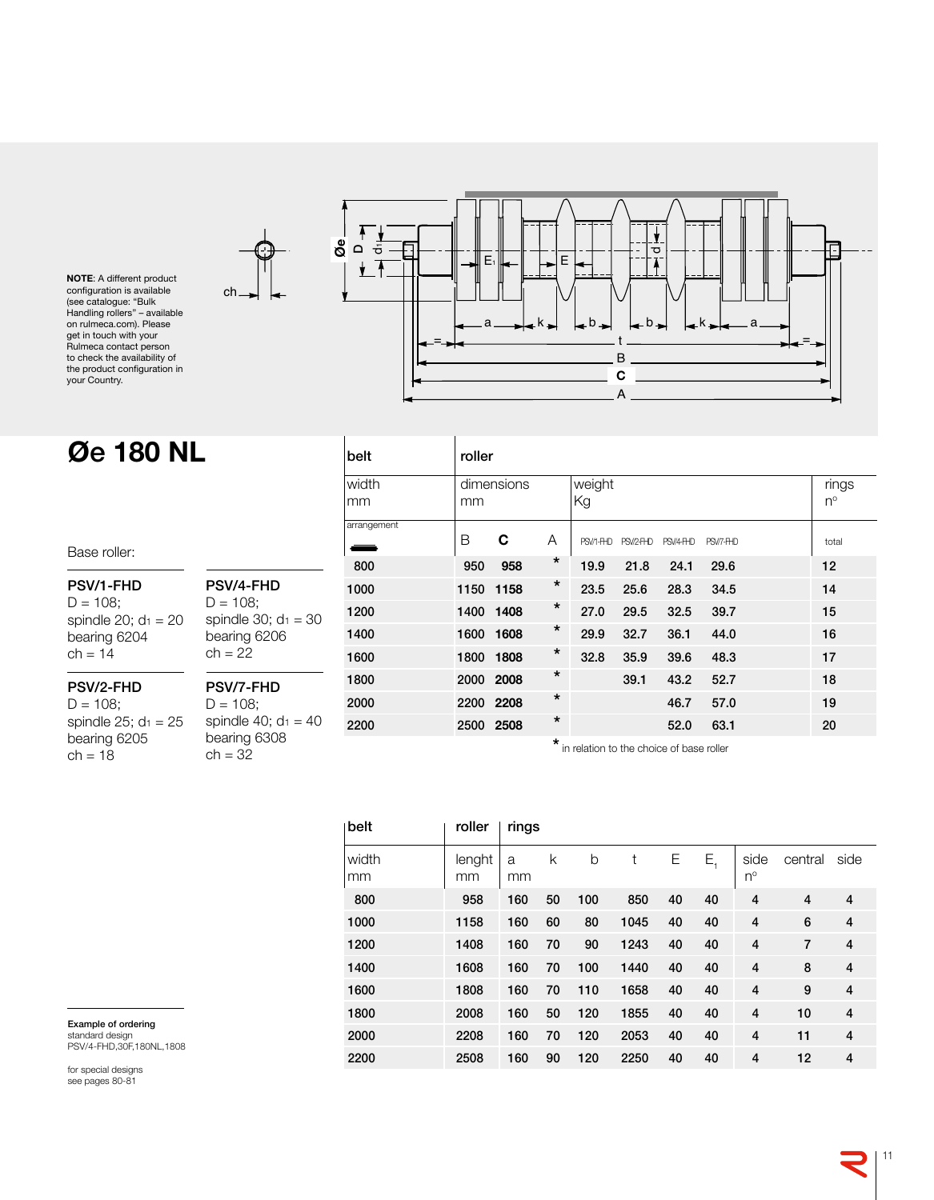**NOTE**: A different product configuration is available (see catalogue: "Bulk Handling rollers" – available on rulmeca.com). Please get in touch with your Rulmeca contact person to check the availability of the product configuration in your Country.

# Øe 180 NL

Base roller:

**PSV/1-FHD**
D = 108;
spindle 20; $d_1$ = 20
bearing 6204
ch = 14

**PSV/4-FHD**
D = 108;
spindle 30; $d_1$ = 30
bearing 6206
ch = 22

**PSV/2-FHD**
D = 108;
spindle 25; $d_1$ = 25
bearing 6205
ch = 18

**PSV/7-FHD**
D = 108;
spindle 40; $d_1$ = 40
bearing 6308
ch = 32

| belt | roller | | | | | | | |
|---|---|---|---|---|---|---|---|---|
| width mm | dimensions mm | | | weight Kg | | | | rings n° |
| arrangement | B | C | A | PSV/1-FHD | PSV/2-FHD | PSV/4-FHD | PSV/7-FHD | total |
| 800 | 950 | 958 | * | 19.9 | 21.8 | 24.1 | 29.6 | 12 |
| 1000 | 1150 | 1158 | * | 23.5 | 25.6 | 28.3 | 34.5 | 14 |
| 1200 | 1400 | 1408 | * | 27.0 | 29.5 | 32.5 | 39.7 | 15 |
| 1400 | 1600 | 1608 | * | 29.9 | 32.7 | 36.1 | 44.0 | 16 |
| 1600 | 1800 | 1808 | * | 32.8 | 35.9 | 39.6 | 48.3 | 17 |
| 1800 | 2000 | 2008 | * | | 39.1 | 43.2 | 52.7 | 18 |
| 2000 | 2200 | 2208 | * | | | 46.7 | 57.0 | 19 |
| 2200 | 2500 | 2508 | * | | | 52.0 | 63.1 | 20 |

* in relation to the choice of base roller

| belt | roller | rings | | | | | | | | |
|---|---|---|---|---|---|---|---|---|---|---|
| width mm | lenght mm | a mm | k | b | t | E | $E_1$ | side n° | central | side |
| 800 | 958 | 160 | 50 | 100 | 850 | 40 | 40 | 4 | 4 | 4 |
| 1000 | 1158 | 160 | 60 | 80 | 1045 | 40 | 40 | 4 | 6 | 4 |
| 1200 | 1408 | 160 | 70 | 90 | 1243 | 40 | 40 | 4 | 7 | 4 |
| 1400 | 1608 | 160 | 70 | 100 | 1440 | 40 | 40 | 4 | 8 | 4 |
| 1600 | 1808 | 160 | 70 | 110 | 1658 | 40 | 40 | 4 | 9 | 4 |
| 1800 | 2008 | 160 | 50 | 120 | 1855 | 40 | 40 | 4 | 10 | 4 |
| 2000 | 2208 | 160 | 70 | 120 | 2053 | 40 | 40 | 4 | 11 | 4 |
| 2200 | 2508 | 160 | 90 | 120 | 2250 | 40 | 40 | 4 | 12 | 4 |

**Example of ordering**
standard design
PSV/4-FHD,30F,180NL,1808

for special designs
see pages 80-81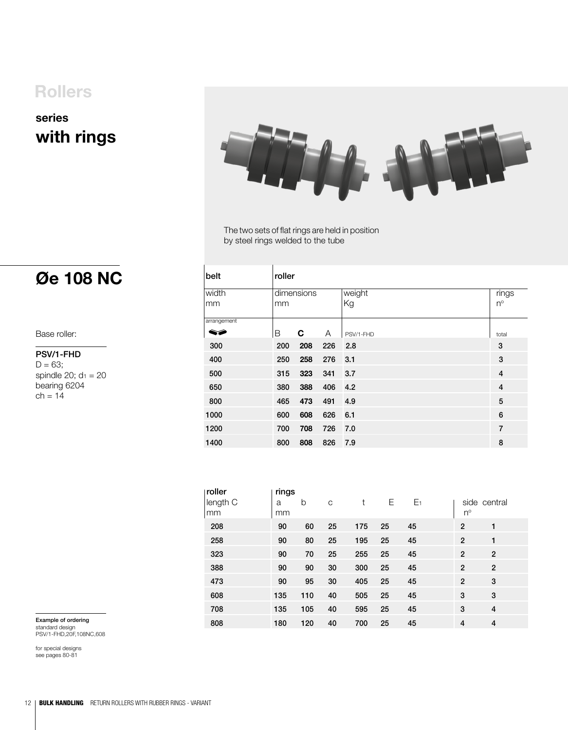# Rollers

## series
## with rings

The two sets of flat rings are held in position by steel rings welded to the tube

## Øe 108 NC

Base roller:

**PSV/1-FHD**
D = 63;
spindle 20; $d_1$ = 20
bearing 6204
ch = 14

| belt | roller | | | | |
|---|---|---|---|---|---|
| width mm | dimensions mm | | | weight Kg | rings n° |
| arrangement | B | **C** | A | PSV/1-FHD | total |
| 300 | 200 | **208** | 226 | 2.8 | 3 |
| 400 | 250 | **258** | 276 | 3.1 | 3 |
| 500 | 315 | **323** | 341 | 3.7 | 4 |
| 650 | 380 | **388** | 406 | 4.2 | 4 |
| 800 | 465 | **473** | 491 | 4.9 | 5 |
| 1000 | 600 | **608** | 626 | 6.1 | 6 |
| 1200 | 700 | **708** | 726 | 7.0 | 7 |
| 1400 | 800 | **808** | 826 | 7.9 | 8 |

| roller | rings | | | | | | | |
|---|---|---|---|---|---|---|---|---|
| length C mm | a mm | b | c | t | E | $E_1$ | side n° | central |
| 208 | 90 | 60 | 25 | 175 | 25 | 45 | 2 | 1 |
| 258 | 90 | 80 | 25 | 195 | 25 | 45 | 2 | 1 |
| 323 | 90 | 70 | 25 | 255 | 25 | 45 | 2 | 2 |
| 388 | 90 | 90 | 30 | 300 | 25 | 45 | 2 | 2 |
| 473 | 90 | 95 | 30 | 405 | 25 | 45 | 2 | 3 |
| 608 | 135 | 110 | 40 | 505 | 25 | 45 | 3 | 3 |
| 708 | 135 | 105 | 40 | 595 | 25 | 45 | 3 | 4 |
| 808 | 180 | 120 | 40 | 700 | 25 | 45 | 4 | 4 |

**Example of ordering**
standard design
PSV/1-FHD,20F,108NC,608

for special designs
see pages 80-81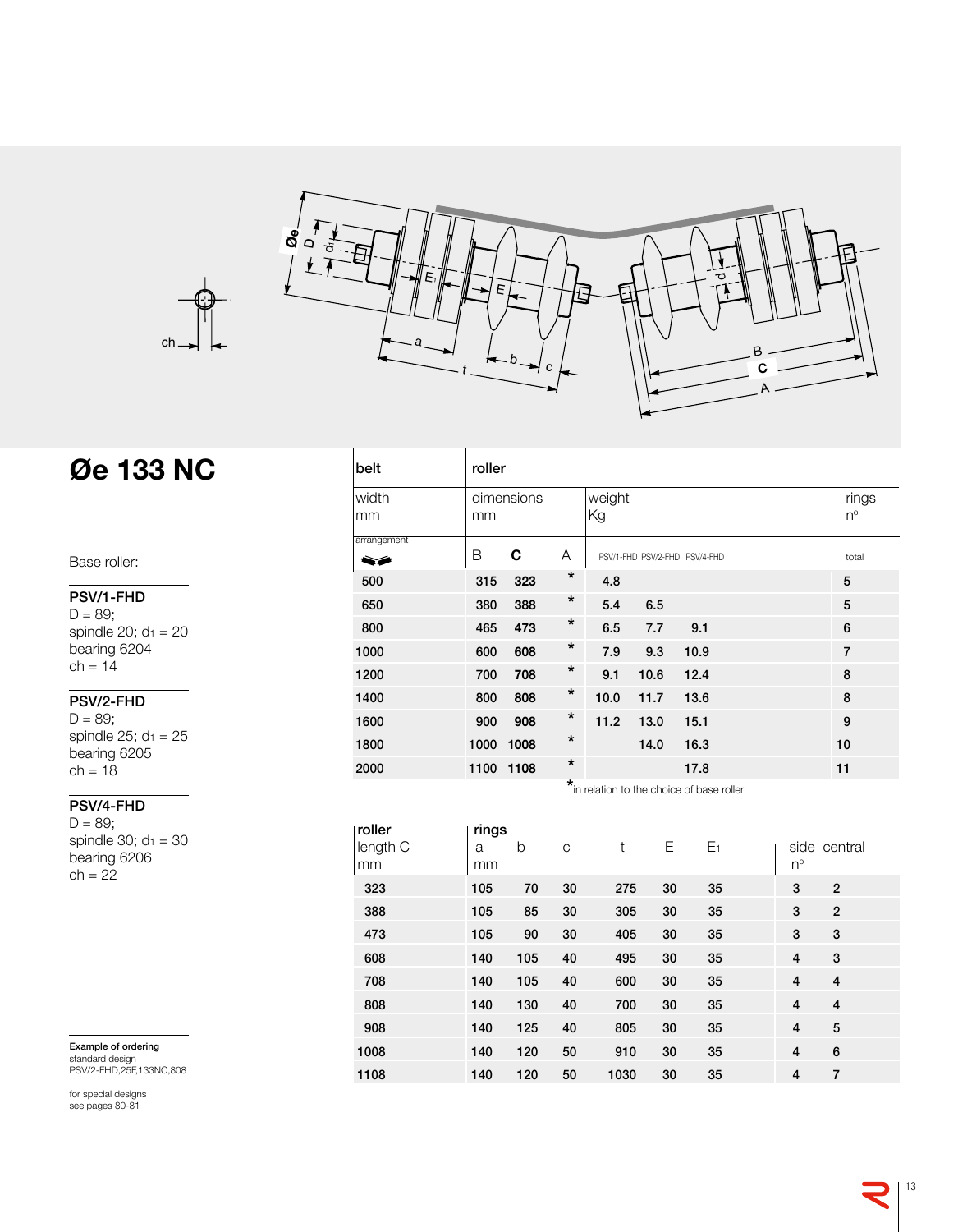# Øe 133 NC

Base roller:

**PSV/1-FHD**
D = 89;
spindle 20; $d_1$ = 20
bearing 6204
ch = 14

**PSV/2-FHD**
D = 89;
spindle 25; $d_1$ = 25
bearing 6205
ch = 18

**PSV/4-FHD**
D = 89;
spindle 30; $d_1$ = 30
bearing 6206
ch = 22

| belt | roller | | | | | | |
|---|---|---|---|---|---|---|---|
| width mm | dimensions mm | | | weight Kg | | | rings nº |
| arrangement | B | C | A | PSV/1-FHD | PSV/2-FHD | PSV/4-FHD | total |
| 500 | 315 | 323 | * | 4.8 | | | 5 |
| 650 | 380 | 388 | * | 5.4 | 6.5 | | 5 |
| 800 | 465 | 473 | * | 6.5 | 7.7 | 9.1 | 6 |
| 1000 | 600 | 608 | * | 7.9 | 9.3 | 10.9 | 7 |
| 1200 | 700 | 708 | * | 9.1 | 10.6 | 12.4 | 8 |
| 1400 | 800 | 808 | * | 10.0 | 11.7 | 13.6 | 8 |
| 1600 | 900 | 908 | * | 11.2 | 13.0 | 15.1 | 9 |
| 1800 | 1000 | 1008 | * | | 14.0 | 16.3 | 10 |
| 2000 | 1100 | 1108 | * | | | 17.8 | 11 |

* in relation to the choice of base roller

| roller length C mm | rings a mm | b | c | t | E | $E_1$ | side nº | central |
|---|---|---|---|---|---|---|---|---|
| 323 | 105 | 70 | 30 | 275 | 30 | 35 | 3 | 2 |
| 388 | 105 | 85 | 30 | 305 | 30 | 35 | 3 | 2 |
| 473 | 105 | 90 | 30 | 405 | 30 | 35 | 3 | 3 |
| 608 | 140 | 105 | 40 | 495 | 30 | 35 | 4 | 3 |
| 708 | 140 | 105 | 40 | 600 | 30 | 35 | 4 | 4 |
| 808 | 140 | 130 | 40 | 700 | 30 | 35 | 4 | 4 |
| 908 | 140 | 125 | 40 | 805 | 30 | 35 | 4 | 5 |
| 1008 | 140 | 120 | 50 | 910 | 30 | 35 | 4 | 6 |
| 1108 | 140 | 120 | 50 | 1030 | 30 | 35 | 4 | 7 |

**Example of ordering**
standard design
PSV/2-FHD,25F,133NC,808

for special designs
see pages 80-81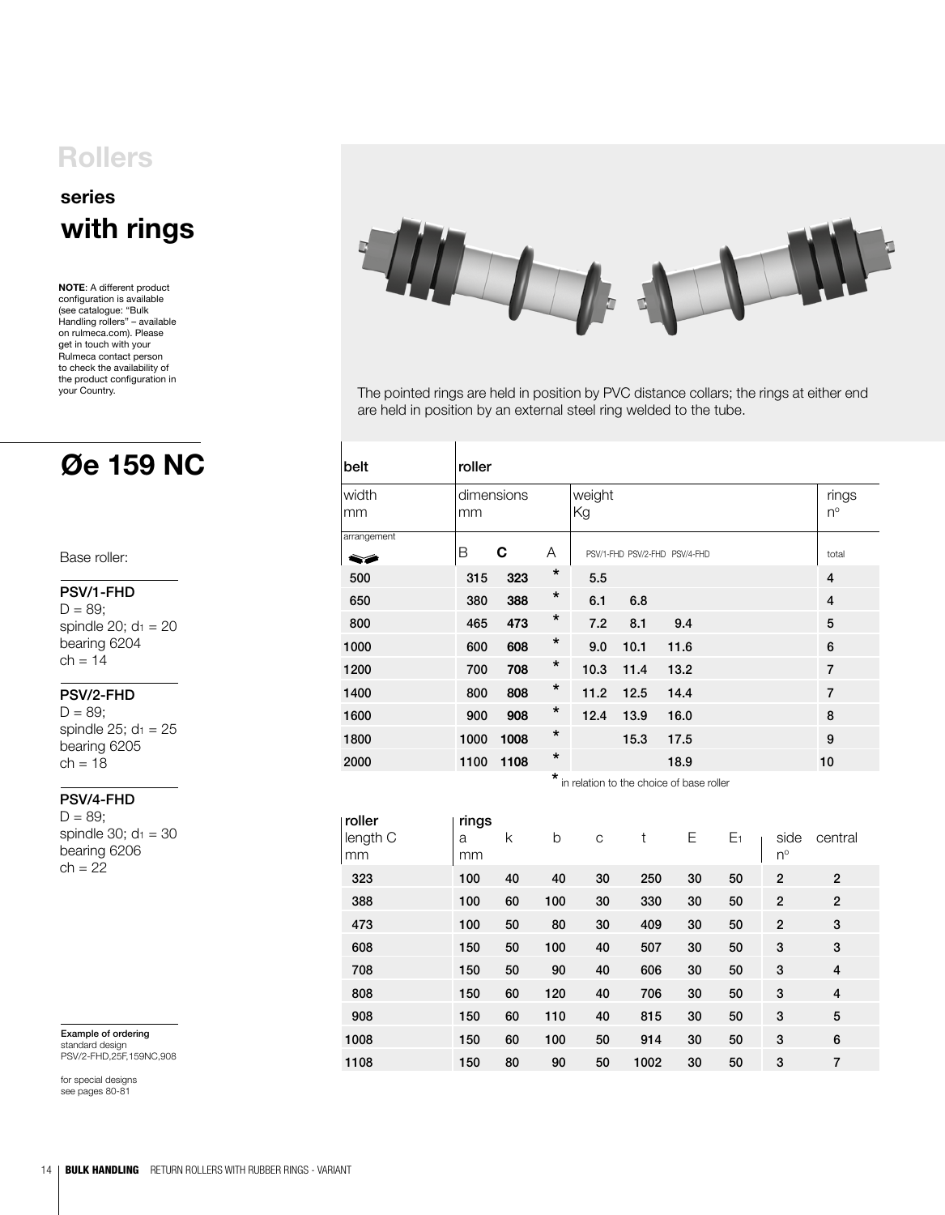# Rollers

## series
## with rings

**NOTE**: A different product configuration is available (see catalogue: "Bulk Handling rollers" – available on rulmeca.com). Please get in touch with your Rulmeca contact person to check the availability of the product configuration in your Country.

The pointed rings are held in position by PVC distance collars; the rings at either end are held in position by an external steel ring welded to the tube.

## Øe 159 NC

Base roller:

**PSV/1-FHD**
D = 89;
spindle 20; $d_1$ = 20
bearing 6204
ch = 14

**PSV/2-FHD**
D = 89;
spindle 25; $d_1$ = 25
bearing 6205
ch = 18

**PSV/4-FHD**
D = 89;
spindle 30; $d_1$ = 30
bearing 6206
ch = 22

| belt | roller | | | | | | rings |
|---|---|---|---|---|---|---|---|
| width mm | dimensions mm | | | weight Kg | | | n° |
| arrangement | B | C | A | PSV/1-FHD | PSV/2-FHD | PSV/4-FHD | total |
| 500 | 315 | **323** | * | 5.5 | | | 4 |
| 650 | 380 | **388** | * | 6.1 | 6.8 | | 4 |
| 800 | 465 | **473** | * | 7.2 | 8.1 | 9.4 | 5 |
| 1000 | 600 | **608** | * | 9.0 | 10.1 | 11.6 | 6 |
| 1200 | 700 | **708** | * | 10.3 | 11.4 | 13.2 | 7 |
| 1400 | 800 | **808** | * | 11.2 | 12.5 | 14.4 | 7 |
| 1600 | 900 | **908** | * | 12.4 | 13.9 | 16.0 | 8 |
| 1800 | 1000 | **1008** | * | | 15.3 | 17.5 | 9 |
| 2000 | 1100 | **1108** | * | | | 18.9 | 10 |

\* in relation to the choice of base roller

| roller length C mm | rings a mm | k | b | c | t | E | $E_1$ | side n° | central |
|---|---|---|---|---|---|---|---|---|---|
| 323 | 100 | 40 | 40 | 30 | 250 | 30 | 50 | 2 | 2 |
| 388 | 100 | 60 | 100 | 30 | 330 | 30 | 50 | 2 | 2 |
| 473 | 100 | 50 | 80 | 30 | 409 | 30 | 50 | 2 | 3 |
| 608 | 150 | 50 | 100 | 40 | 507 | 30 | 50 | 3 | 3 |
| 708 | 150 | 50 | 90 | 40 | 606 | 30 | 50 | 3 | 4 |
| 808 | 150 | 60 | 120 | 40 | 706 | 30 | 50 | 3 | 4 |
| 908 | 150 | 60 | 110 | 40 | 815 | 30 | 50 | 3 | 5 |
| 1008 | 150 | 60 | 100 | 50 | 914 | 30 | 50 | 3 | 6 |
| 1108 | 150 | 80 | 90 | 50 | 1002 | 30 | 50 | 3 | 7 |

**Example of ordering**
standard design
PSV/2-FHD,25F,159NC,908

for special designs
see pages 80-81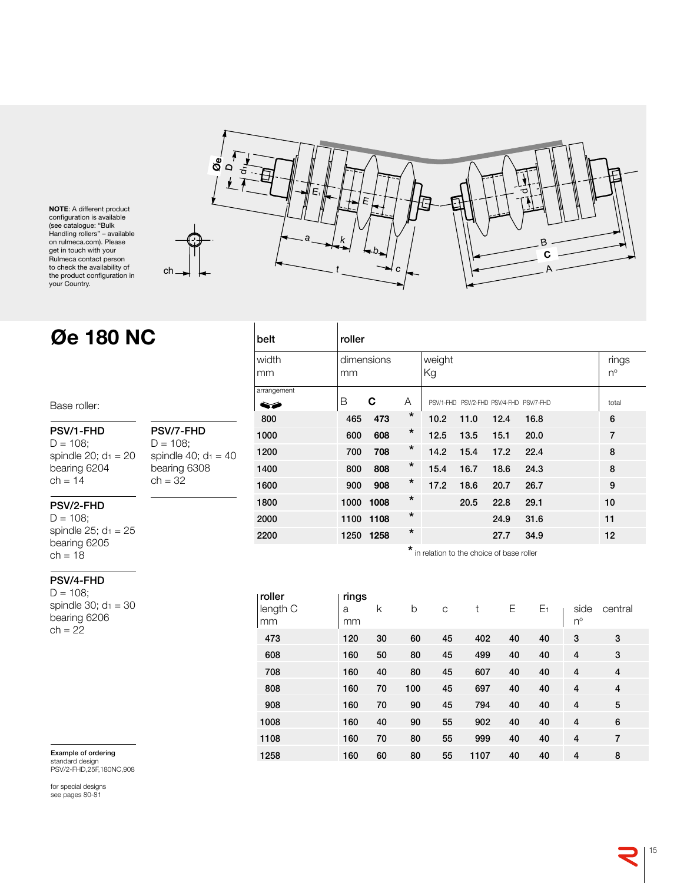**NOTE**: A different product configuration is available (see catalogue: "Bulk Handling rollers" – available on rulmeca.com). Please get in touch with your Rulmeca contact person to check the availability of the product configuration in your Country.

# Øe 180 NC

Base roller:

**PSV/1-FHD**
D = 108;
spindle 20; $d_1$ = 20
bearing 6204
ch = 14

**PSV/2-FHD**
D = 108;
spindle 25; $d_1$ = 25
bearing 6205
ch = 18

**PSV/4-FHD**
D = 108;
spindle 30; $d_1$ = 30
bearing 6206
ch = 22

**PSV/7-FHD**
D = 108;
spindle 40; $d_1$ = 40
bearing 6308
ch = 32

| belt | roller | | | | | | | |
|---|---|---|---|---|---|---|---|---|
| width mm | dimensions mm | | | weight Kg | | | | rings n° |
| arrangement | B | C | A | PSV/1-FHD | PSV/2-FHD | PSV/4-FHD | PSV/7-FHD | total |
| 800 | 465 | 473 | * | 10.2 | 11.0 | 12.4 | 16.8 | 6 |
| 1000 | 600 | 608 | * | 12.5 | 13.5 | 15.1 | 20.0 | 7 |
| 1200 | 700 | 708 | * | 14.2 | 15.4 | 17.2 | 22.4 | 8 |
| 1400 | 800 | 808 | * | 15.4 | 16.7 | 18.6 | 24.3 | 8 |
| 1600 | 900 | 908 | * | 17.2 | 18.6 | 20.7 | 26.7 | 9 |
| 1800 | 1000 | 1008 | * | | 20.5 | 22.8 | 29.1 | 10 |
| 2000 | 1100 | 1108 | * | | | 24.9 | 31.6 | 11 |
| 2200 | 1250 | 1258 | * | | | 27.7 | 34.9 | 12 |

* in relation to the choice of base roller

| roller length C mm | rings a mm | k | b | c | t | E | $E_1$ | side n° | central |
|---|---|---|---|---|---|---|---|---|---|
| 473 | 120 | 30 | 60 | 45 | 402 | 40 | 40 | 3 | 3 |
| 608 | 160 | 50 | 80 | 45 | 499 | 40 | 40 | 4 | 3 |
| 708 | 160 | 40 | 80 | 45 | 607 | 40 | 40 | 4 | 4 |
| 808 | 160 | 70 | 100 | 45 | 697 | 40 | 40 | 4 | 4 |
| 908 | 160 | 70 | 90 | 45 | 794 | 40 | 40 | 4 | 5 |
| 1008 | 160 | 40 | 90 | 55 | 902 | 40 | 40 | 4 | 6 |
| 1108 | 160 | 70 | 80 | 55 | 999 | 40 | 40 | 4 | 7 |
| 1258 | 160 | 60 | 80 | 55 | 1107 | 40 | 40 | 4 | 8 |

**Example of ordering**
standard design
PSV/2-FHD,25F,180NC,908

for special designs
see pages 80-81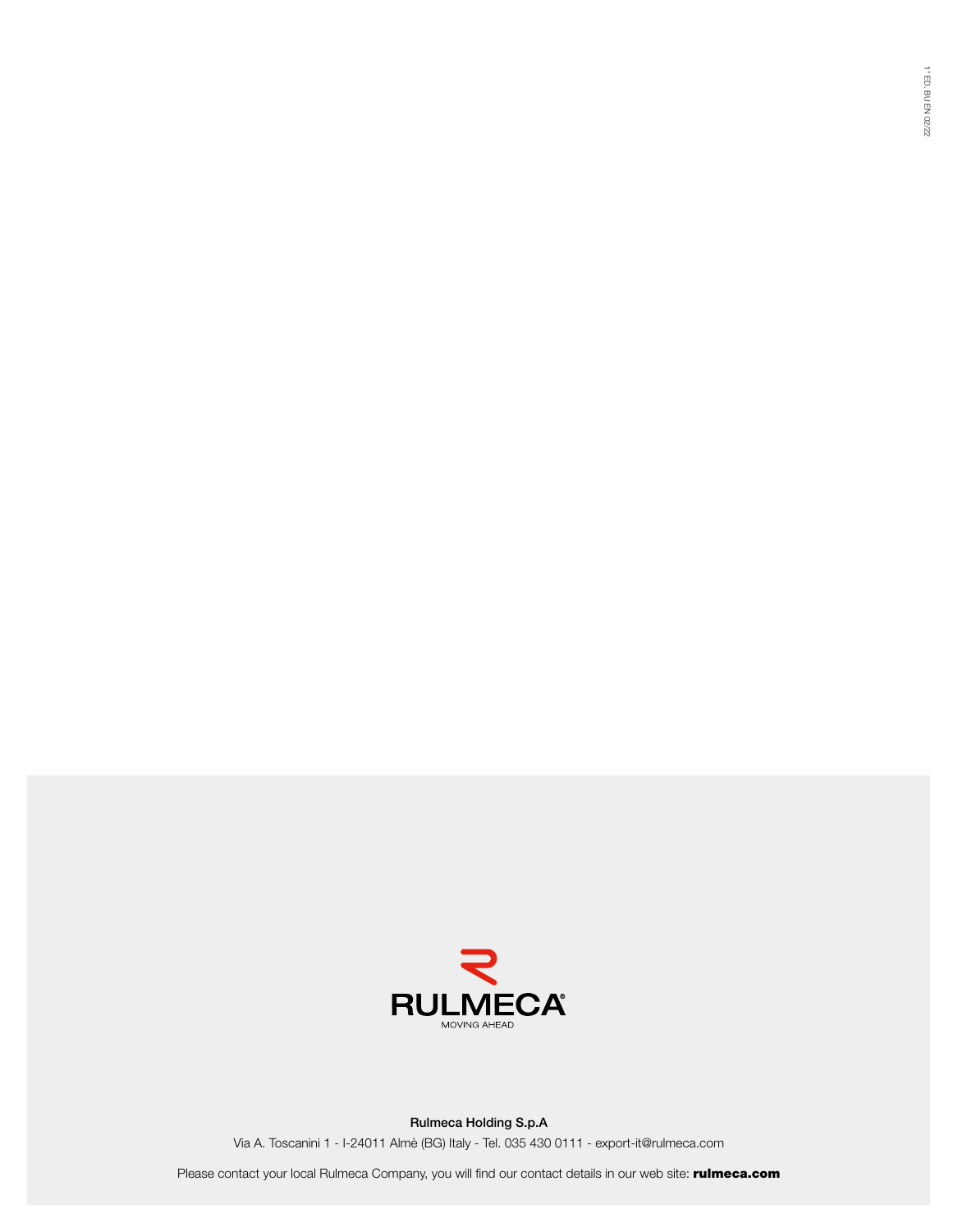1° ED. BU EN 02/22

RULMECA

MOVING AHEAD

**Rulmeca Holding S.p.A**

Via A. Toscanini 1 - I-24011 Almè (BG) Italy - Tel. 035 430 0111 - export-it@rulmeca.com

Please contact your local Rulmeca Company, you will find our contact details in our web site: **rulmeca.com**